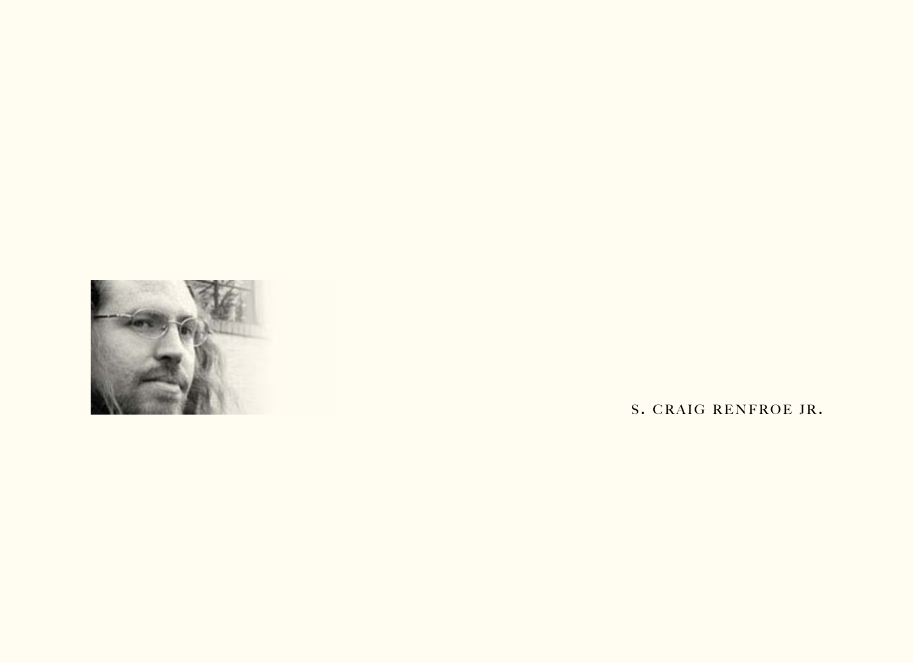S. CRAIG RENFROE JR.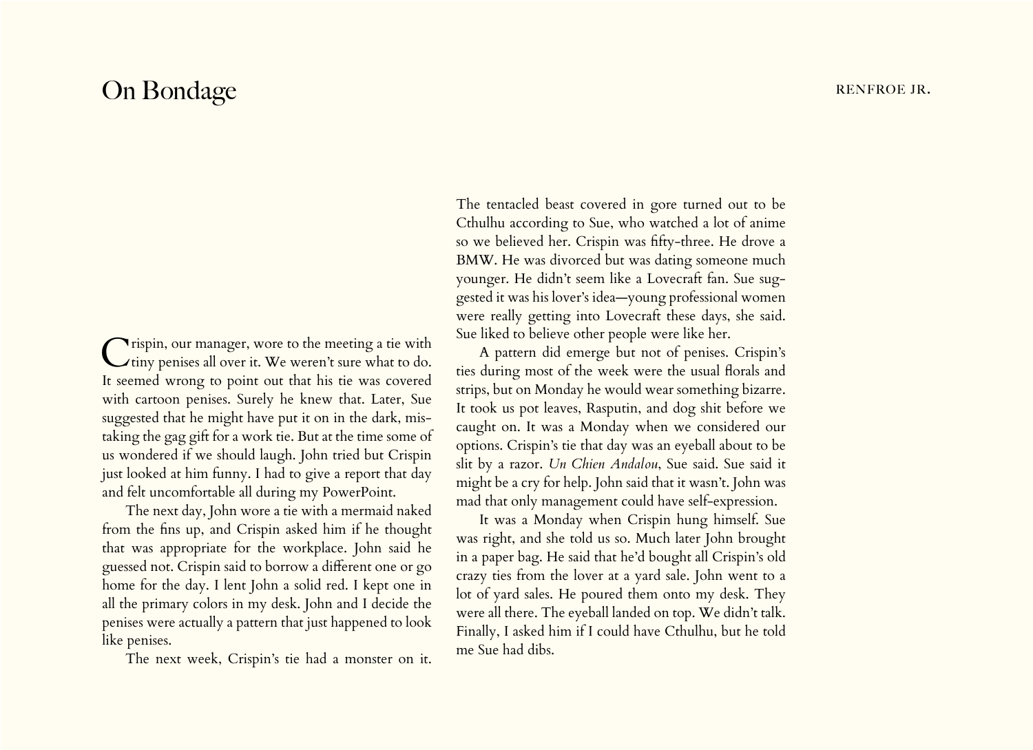# On Bondage

Crispin, our manager, wore to the meeting a tie with tiny penises all over it. We weren't sure what to do. It seemed wrong to point out that his tie was covered with cartoon penises. Surely he knew that. Later, Sue suggested that he might have put it on in the dark, mistaking the gag gift for a work tie. But at the time some of us wondered if we should laugh. John tried but Crispin just looked at him funny. I had to give a report that day and felt uncomfortable all during my PowerPoint.

The next day, John wore a tie with a mermaid naked from the fins up, and Crispin asked him if he thought that was appropriate for the workplace. John said he guessed not. Crispin said to borrow a different one or go home for the day. I lent John a solid red. I kept one in all the primary colors in my desk. John and I decide the penises were actually a pattern that just happened to look like penises.

The next week, Crispin's tie had a monster on it. The tentacled beast covered in gore turned out to be Cthulhu according to Sue, who watched a lot of anime so we believed her. Crispin was fifty-three. He drove a BMW. He was divorced but was dating someone much younger. He didn't seem like a Lovecraft fan. Sue suggested it was his lover's idea—young professional women were really getting into Lovecraft these days, she said. Sue liked to believe other people were like her.

A pattern did emerge but not of penises. Crispin's ties during most of the week were the usual florals and strips, but on Monday he would wear something bizarre. It took us pot leaves, Rasputin, and dog shit before we caught on. It was a Monday when we considered our options. Crispin's tie that day was an eyeball about to be slit by a razor. *Un Chien Andalou*, Sue said. Sue said it might be a cry for help. John said that it wasn't. John was mad that only management could have self-expression.

It was a Monday when Crispin hung himself. Sue was right, and she told us so. Much later John brought in a paper bag. He said that he'd bought all Crispin's old crazy ties from the lover at a yard sale. John went to a lot of yard sales. He poured them onto my desk. They were all there. The eyeball landed on top. We didn't talk. Finally, I asked him if I could have Cthulhu, but he told me Sue had dibs.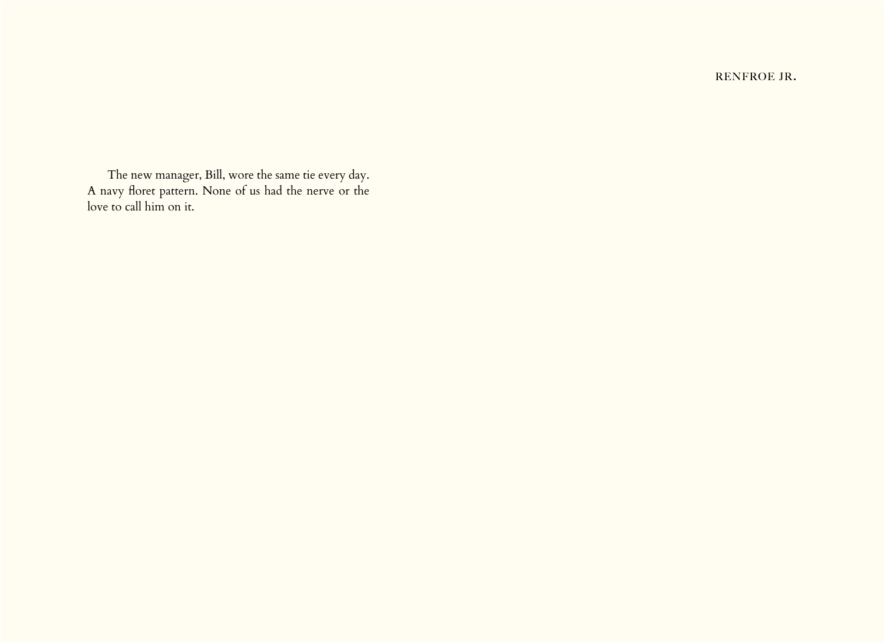The new manager, Bill, wore the same tie every day. A navy floret pattern. None of us had the nerve or the love to call him on it.